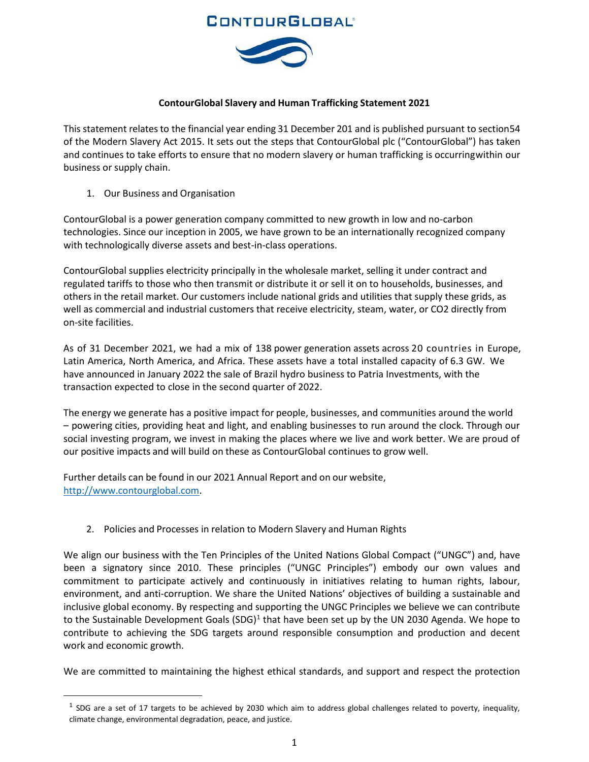# ContourGlobal Slavery and Human Trafficking Statement 2021

This statement relates to the financial year ending 31 December 201 and is published pursuant to section54 of the Modern Slavery Act 2015. It sets out the steps that ContourGlobal plc ("ContourGlobal") has taken and continues to take efforts to ensure that no modern slavery or human trafficking is occurringwithin our business or supply chain.

## 1. Our Business and Organisation

ContourGlobal is a power generation company committed to new growth in low and no-carbon technologies. Since our inception in 2005, we have grown to be an internationally recognized company with technologically diverse assets and best-in-class operations.

ContourGlobal supplies electricity principally in the wholesale market, selling it under contract and regulated tariffs to those who then transmit or distribute it or sell it on to households, businesses, and others in the retail market. Our customers include national grids and utilities that supply these grids, as well as commercial and industrial customers that receive electricity, steam, water, or $CO_2$ directly from on-site facilities.

As of 31 December 2021, we had a mix of 138 power generation assets across 20 countries in Europe, Latin America, North America, and Africa. These assets have a total installed capacity of 6.3 GW. We have announced in January 2022 the sale of Brazil hydro business to Patria Investments, with the transaction expected to close in the second quarter of 2022.

The energy we generate has a positive impact for people, businesses, and communities around the world – powering cities, providing heat and light, and enabling businesses to run around the clock. Through our social investing program, we invest in making the places where we live and work better. We are proud of our positive impacts and will build on these as ContourGlobal continues to grow well.

Further details can be found in our 2021 Annual Report and on our website, http://www.contourglobal.com.

## 2. Policies and Processes in relation to Modern Slavery and Human Rights

We align our business with the Ten Principles of the United Nations Global Compact ("UNGC") and, have been a signatory since 2010. These principles ("UNGC Principles") embody our own values and commitment to participate actively and continuously in initiatives relating to human rights, labour, environment, and anti-corruption. We share the United Nations' objectives of building a sustainable and inclusive global economy. By respecting and supporting the UNGC Principles we believe we can contribute to the Sustainable Development Goals (SDG)[1] that have been set up by the UN 2030 Agenda. We hope to contribute to achieving the SDG targets around responsible consumption and production and decent work and economic growth.

We are committed to maintaining the highest ethical standards, and support and respect the protection

[1] SDG are a set of 17 targets to be achieved by 2030 which aim to address global challenges related to poverty, inequality, climate change, environmental degradation, peace, and justice.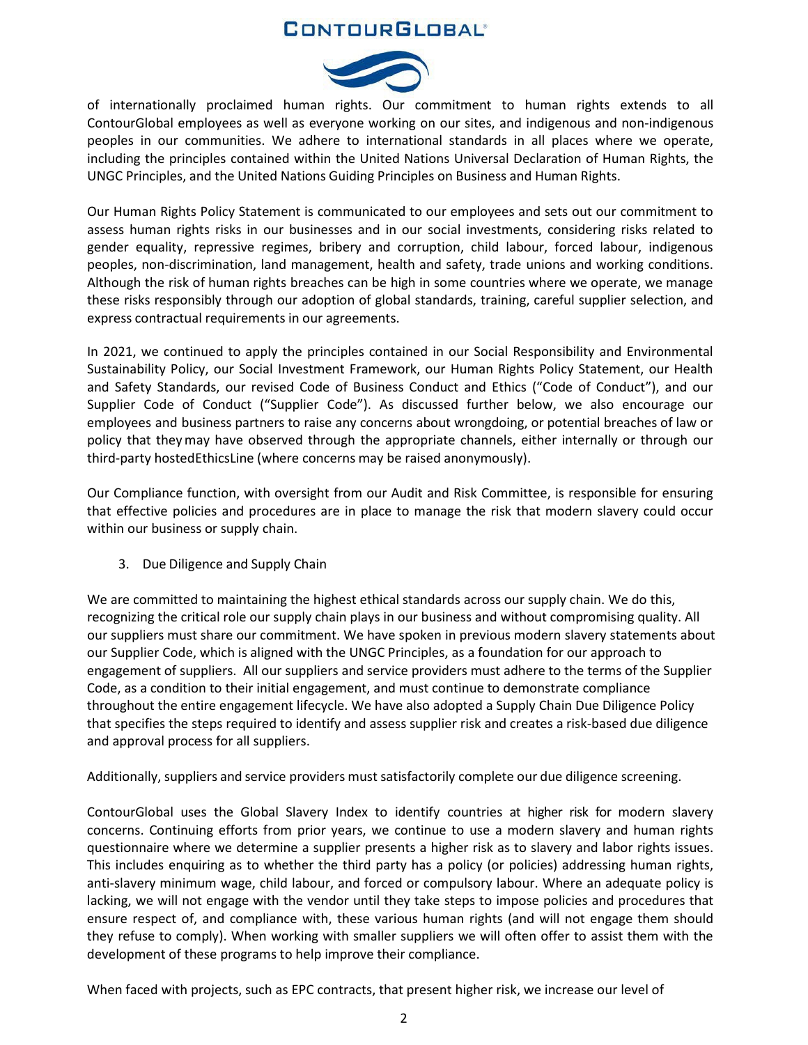of internationally proclaimed human rights. Our commitment to human rights extends to all ContourGlobal employees as well as everyone working on our sites, and indigenous and non-indigenous peoples in our communities. We adhere to international standards in all places where we operate, including the principles contained within the United Nations Universal Declaration of Human Rights, the UNGC Principles, and the United Nations Guiding Principles on Business and Human Rights.

Our Human Rights Policy Statement is communicated to our employees and sets out our commitment to assess human rights risks in our businesses and in our social investments, considering risks related to gender equality, repressive regimes, bribery and corruption, child labour, forced labour, indigenous peoples, non-discrimination, land management, health and safety, trade unions and working conditions. Although the risk of human rights breaches can be high in some countries where we operate, we manage these risks responsibly through our adoption of global standards, training, careful supplier selection, and express contractual requirements in our agreements.

In 2021, we continued to apply the principles contained in our Social Responsibility and Environmental Sustainability Policy, our Social Investment Framework, our Human Rights Policy Statement, our Health and Safety Standards, our revised Code of Business Conduct and Ethics ("Code of Conduct"), and our Supplier Code of Conduct ("Supplier Code"). As discussed further below, we also encourage our employees and business partners to raise any concerns about wrongdoing, or potential breaches of law or policy that they may have observed through the appropriate channels, either internally or through our third-party hostedEthicsLine (where concerns may be raised anonymously).

Our Compliance function, with oversight from our Audit and Risk Committee, is responsible for ensuring that effective policies and procedures are in place to manage the risk that modern slavery could occur within our business or supply chain.

3. Due Diligence and Supply Chain

We are committed to maintaining the highest ethical standards across our supply chain. We do this, recognizing the critical role our supply chain plays in our business and without compromising quality. All our suppliers must share our commitment. We have spoken in previous modern slavery statements about our Supplier Code, which is aligned with the UNGC Principles, as a foundation for our approach to engagement of suppliers. All our suppliers and service providers must adhere to the terms of the Supplier Code, as a condition to their initial engagement, and must continue to demonstrate compliance throughout the entire engagement lifecycle. We have also adopted a Supply Chain Due Diligence Policy that specifies the steps required to identify and assess supplier risk and creates a risk-based due diligence and approval process for all suppliers.

Additionally, suppliers and service providers must satisfactorily complete our due diligence screening.

ContourGlobal uses the Global Slavery Index to identify countries at higher risk for modern slavery concerns. Continuing efforts from prior years, we continue to use a modern slavery and human rights questionnaire where we determine a supplier presents a higher risk as to slavery and labor rights issues. This includes enquiring as to whether the third party has a policy (or policies) addressing human rights, anti-slavery minimum wage, child labour, and forced or compulsory labour. Where an adequate policy is lacking, we will not engage with the vendor until they take steps to impose policies and procedures that ensure respect of, and compliance with, these various human rights (and will not engage them should they refuse to comply). When working with smaller suppliers we will often offer to assist them with the development of these programs to help improve their compliance.

When faced with projects, such as EPC contracts, that present higher risk, we increase our level of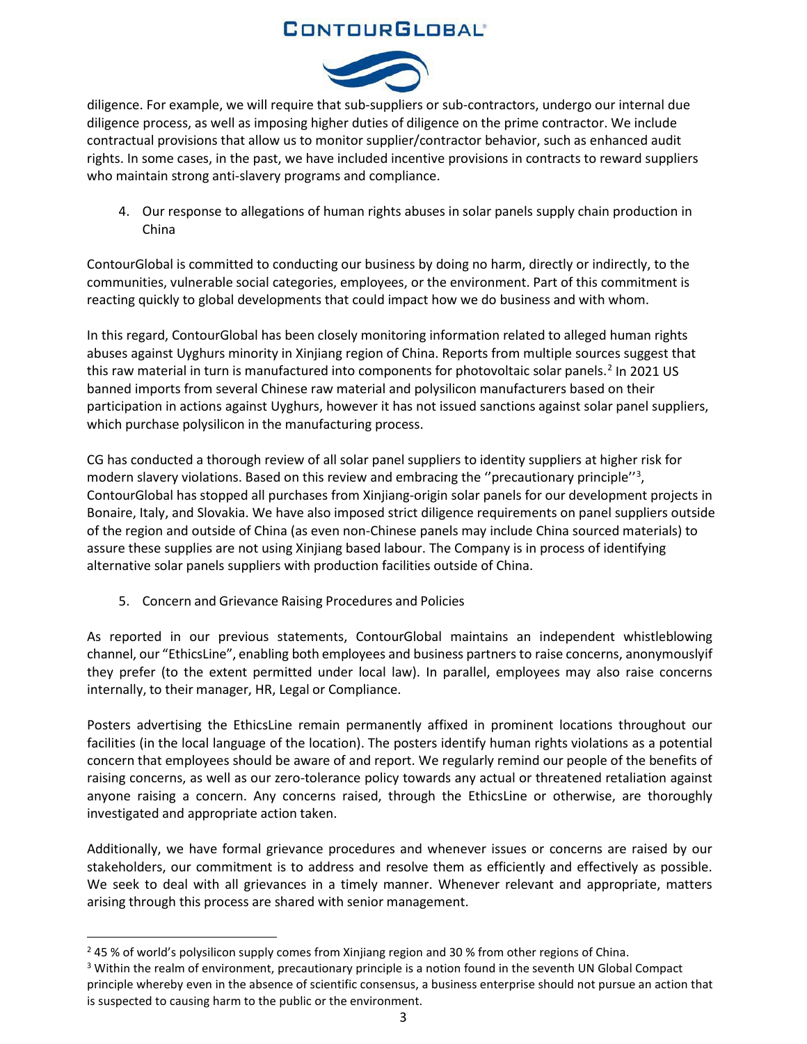diligence. For example, we will require that sub-suppliers or sub-contractors, undergo our internal due diligence process, as well as imposing higher duties of diligence on the prime contractor. We include contractual provisions that allow us to monitor supplier/contractor behavior, such as enhanced audit rights. In some cases, in the past, we have included incentive provisions in contracts to reward suppliers who maintain strong anti-slavery programs and compliance.

4. Our response to allegations of human rights abuses in solar panels supply chain production in China

ContourGlobal is committed to conducting our business by doing no harm, directly or indirectly, to the communities, vulnerable social categories, employees, or the environment. Part of this commitment is reacting quickly to global developments that could impact how we do business and with whom.

In this regard, ContourGlobal has been closely monitoring information related to alleged human rights abuses against Uyghurs minority in Xinjiang region of China. Reports from multiple sources suggest that this raw material in turn is manufactured into components for photovoltaic solar panels.[2] In 2021 US banned imports from several Chinese raw material and polysilicon manufacturers based on their participation in actions against Uyghurs, however it has not issued sanctions against solar panel suppliers, which purchase polysilicon in the manufacturing process.

CG has conducted a thorough review of all solar panel suppliers to identity suppliers at higher risk for modern slavery violations. Based on this review and embracing the ''precautionary principle''[3], ContourGlobal has stopped all purchases from Xinjiang-origin solar panels for our development projects in Bonaire, Italy, and Slovakia. We have also imposed strict diligence requirements on panel suppliers outside of the region and outside of China (as even non-Chinese panels may include China sourced materials) to assure these supplies are not using Xinjiang based labour. The Company is in process of identifying alternative solar panels suppliers with production facilities outside of China.

5. Concern and Grievance Raising Procedures and Policies

As reported in our previous statements, ContourGlobal maintains an independent whistleblowing channel, our "EthicsLine", enabling both employees and business partners to raise concerns, anonymouslyif they prefer (to the extent permitted under local law). In parallel, employees may also raise concerns internally, to their manager, HR, Legal or Compliance.

Posters advertising the EthicsLine remain permanently affixed in prominent locations throughout our facilities (in the local language of the location). The posters identify human rights violations as a potential concern that employees should be aware of and report. We regularly remind our people of the benefits of raising concerns, as well as our zero-tolerance policy towards any actual or threatened retaliation against anyone raising a concern. Any concerns raised, through the EthicsLine or otherwise, are thoroughly investigated and appropriate action taken.

Additionally, we have formal grievance procedures and whenever issues or concerns are raised by our stakeholders, our commitment is to address and resolve them as efficiently and effectively as possible. We seek to deal with all grievances in a timely manner. Whenever relevant and appropriate, matters arising through this process are shared with senior management.

---

[2] 45 % of world's polysilicon supply comes from Xinjiang region and 30 % from other regions of China.

[3] Within the realm of environment, precautionary principle is a notion found in the seventh UN Global Compact principle whereby even in the absence of scientific consensus, a business enterprise should not pursue an action that is suspected to causing harm to the public or the environment.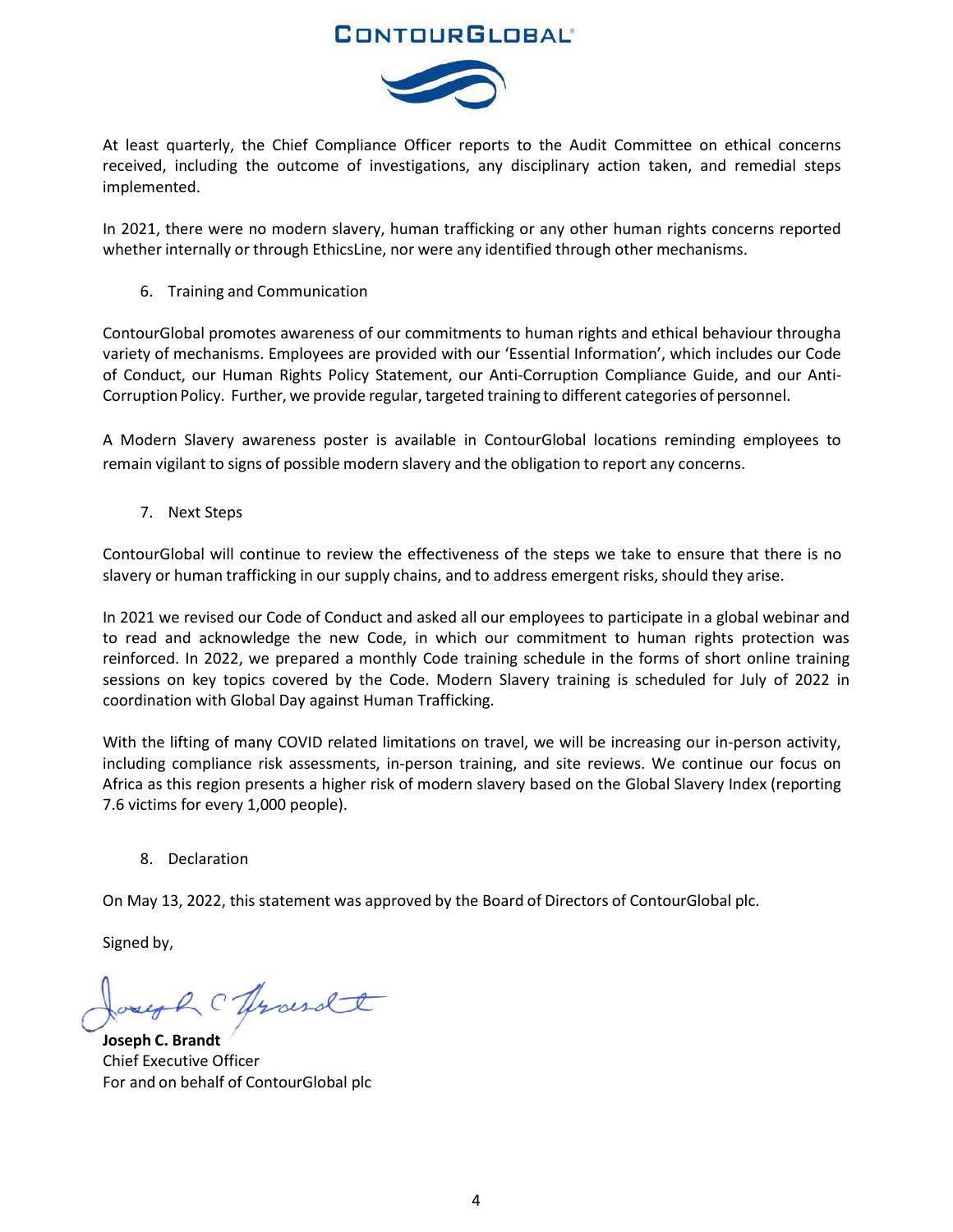At least quarterly, the Chief Compliance Officer reports to the Audit Committee on ethical concerns received, including the outcome of investigations, any disciplinary action taken, and remedial steps implemented.

In 2021, there were no modern slavery, human trafficking or any other human rights concerns reported whether internally or through EthicsLine, nor were any identified through other mechanisms.

## 6. Training and Communication

ContourGlobal promotes awareness of our commitments to human rights and ethical behaviour througha variety of mechanisms. Employees are provided with our 'Essential Information', which includes our Code of Conduct, our Human Rights Policy Statement, our Anti-Corruption Compliance Guide, and our Anti-Corruption Policy. Further, we provide regular, targeted training to different categories of personnel.

A Modern Slavery awareness poster is available in ContourGlobal locations reminding employees to remain vigilant to signs of possible modern slavery and the obligation to report any concerns.

## 7. Next Steps

ContourGlobal will continue to review the effectiveness of the steps we take to ensure that there is no slavery or human trafficking in our supply chains, and to address emergent risks, should they arise.

In 2021 we revised our Code of Conduct and asked all our employees to participate in a global webinar and to read and acknowledge the new Code, in which our commitment to human rights protection was reinforced. In 2022, we prepared a monthly Code training schedule in the forms of short online training sessions on key topics covered by the Code. Modern Slavery training is scheduled for July of 2022 in coordination with Global Day against Human Trafficking.

With the lifting of many COVID related limitations on travel, we will be increasing our in-person activity, including compliance risk assessments, in-person training, and site reviews. We continue our focus on Africa as this region presents a higher risk of modern slavery based on the Global Slavery Index (reporting 7.6 victims for every 1,000 people).

## 8. Declaration

On May 13, 2022, this statement was approved by the Board of Directors of ContourGlobal plc.

Signed by,

**Joseph C. Brandt**
Chief Executive Officer
For and on behalf of ContourGlobal plc